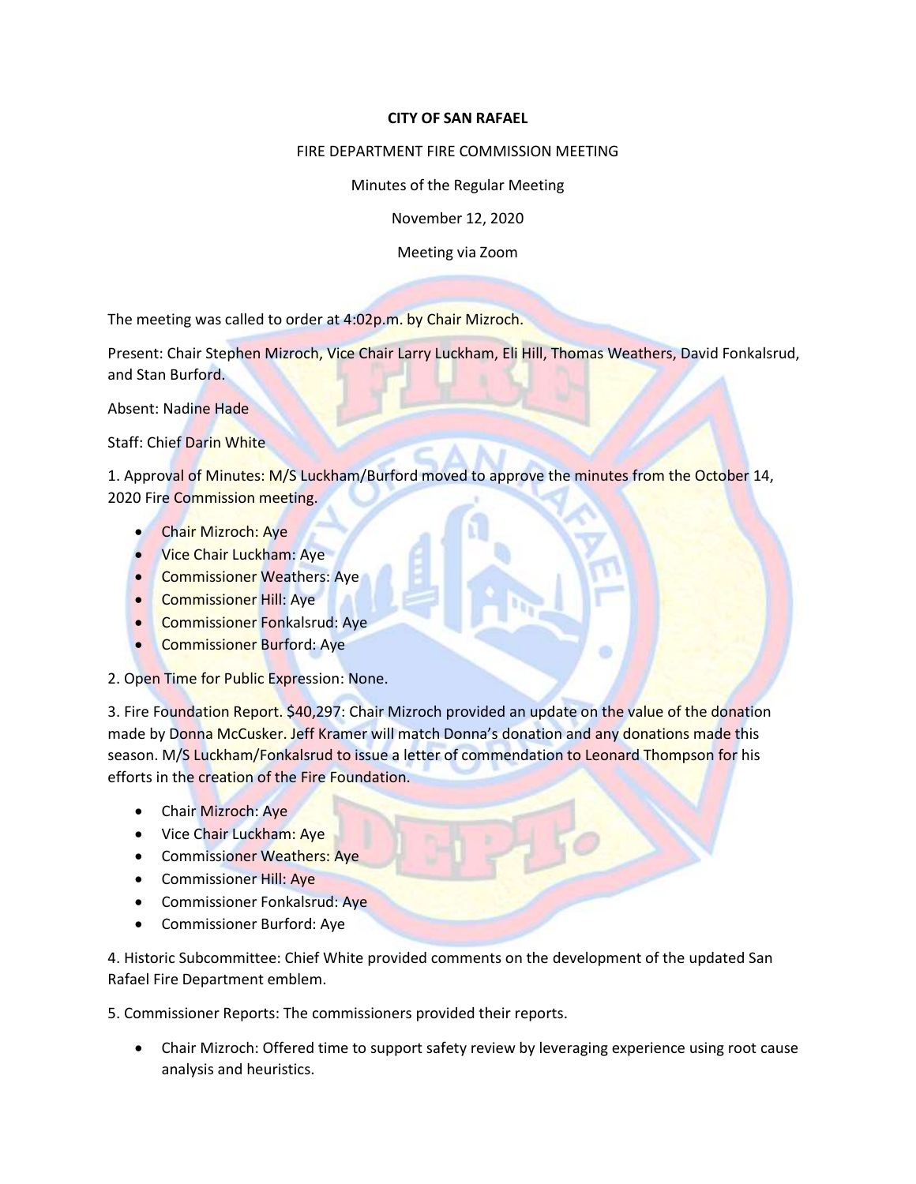**CITY OF SAN RAFAEL**

FIRE DEPARTMENT FIRE COMMISSION MEETING

Minutes of the Regular Meeting

November 12, 2020

Meeting via Zoom

The meeting was called to order at 4:02p.m. by Chair Mizroch.

Present: Chair Stephen Mizroch, Vice Chair Larry Luckham, Eli Hill, Thomas Weathers, David Fonkalsrud, and Stan Burford.

Absent: Nadine Hade

Staff: Chief Darin White

1. Approval of Minutes: M/S Luckham/Burford moved to approve the minutes from the October 14, 2020 Fire Commission meeting.

- Chair Mizroch: Aye
- Vice Chair Luckham: Aye
- Commissioner Weathers: Aye
- Commissioner Hill: Aye
- Commissioner Fonkalsrud: Aye
- Commissioner Burford: Aye

2. Open Time for Public Expression: None.

3. Fire Foundation Report. $40,297: Chair Mizroch provided an update on the value of the donation made by Donna McCusker. Jeff Kramer will match Donna's donation and any donations made this season. M/S Luckham/Fonkalsrud to issue a letter of commendation to Leonard Thompson for his efforts in the creation of the Fire Foundation.

- Chair Mizroch: Aye
- Vice Chair Luckham: Aye
- Commissioner Weathers: Aye
- Commissioner Hill: Aye
- Commissioner Fonkalsrud: Aye
- Commissioner Burford: Aye

4. Historic Subcommittee: Chief White provided comments on the development of the updated San Rafael Fire Department emblem.

5. Commissioner Reports: The commissioners provided their reports.

- Chair Mizroch: Offered time to support safety review by leveraging experience using root cause analysis and heuristics.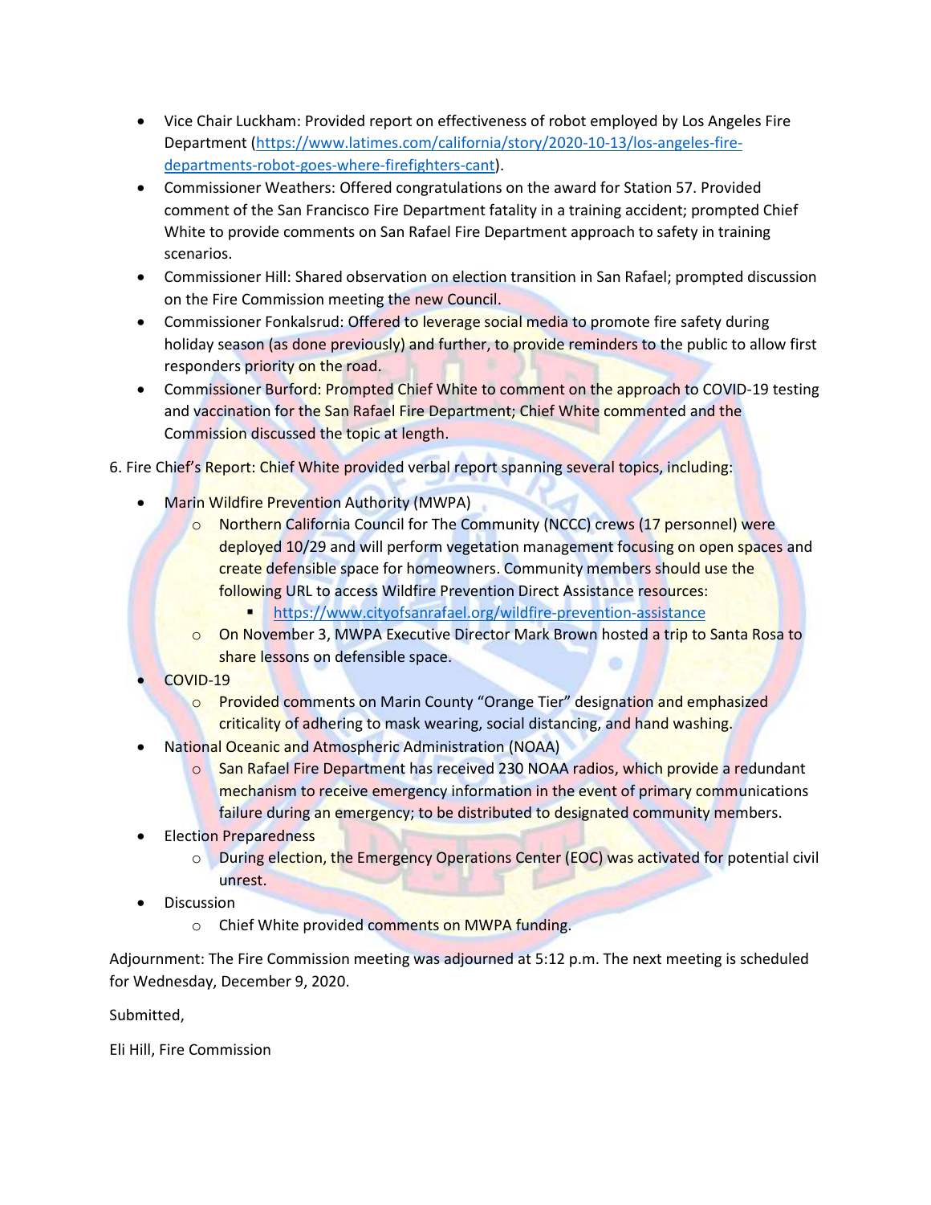- Vice Chair Luckham: Provided report on effectiveness of robot employed by Los Angeles Fire Department (https://www.latimes.com/california/story/2020-10-13/los-angeles-fire-departments-robot-goes-where-firefighters-cant).
- Commissioner Weathers: Offered congratulations on the award for Station 57. Provided comment of the San Francisco Fire Department fatality in a training accident; prompted Chief White to provide comments on San Rafael Fire Department approach to safety in training scenarios.
- Commissioner Hill: Shared observation on election transition in San Rafael; prompted discussion on the Fire Commission meeting the new Council.
- Commissioner Fonkalsrud: Offered to leverage social media to promote fire safety during holiday season (as done previously) and further, to provide reminders to the public to allow first responders priority on the road.
- Commissioner Burford: Prompted Chief White to comment on the approach to COVID-19 testing and vaccination for the San Rafael Fire Department; Chief White commented and the Commission discussed the topic at length.

6. Fire Chief's Report: Chief White provided verbal report spanning several topics, including:

- Marin Wildfire Prevention Authority (MWPA)
  - Northern California Council for The Community (NCCC) crews (17 personnel) were deployed 10/29 and will perform vegetation management focusing on open spaces and create defensible space for homeowners. Community members should use the following URL to access Wildfire Prevention Direct Assistance resources:
    - https://www.cityofsanrafael.org/wildfire-prevention-assistance
  - On November 3, MWPA Executive Director Mark Brown hosted a trip to Santa Rosa to share lessons on defensible space.
- COVID-19
  - Provided comments on Marin County "Orange Tier" designation and emphasized criticality of adhering to mask wearing, social distancing, and hand washing.
- National Oceanic and Atmospheric Administration (NOAA)
  - San Rafael Fire Department has received 230 NOAA radios, which provide a redundant mechanism to receive emergency information in the event of primary communications failure during an emergency; to be distributed to designated community members.
- Election Preparedness
  - During election, the Emergency Operations Center (EOC) was activated for potential civil unrest.
- Discussion
  - Chief White provided comments on MWPA funding.

Adjournment: The Fire Commission meeting was adjourned at 5:12 p.m. The next meeting is scheduled for Wednesday, December 9, 2020.

Submitted,

Eli Hill, Fire Commission